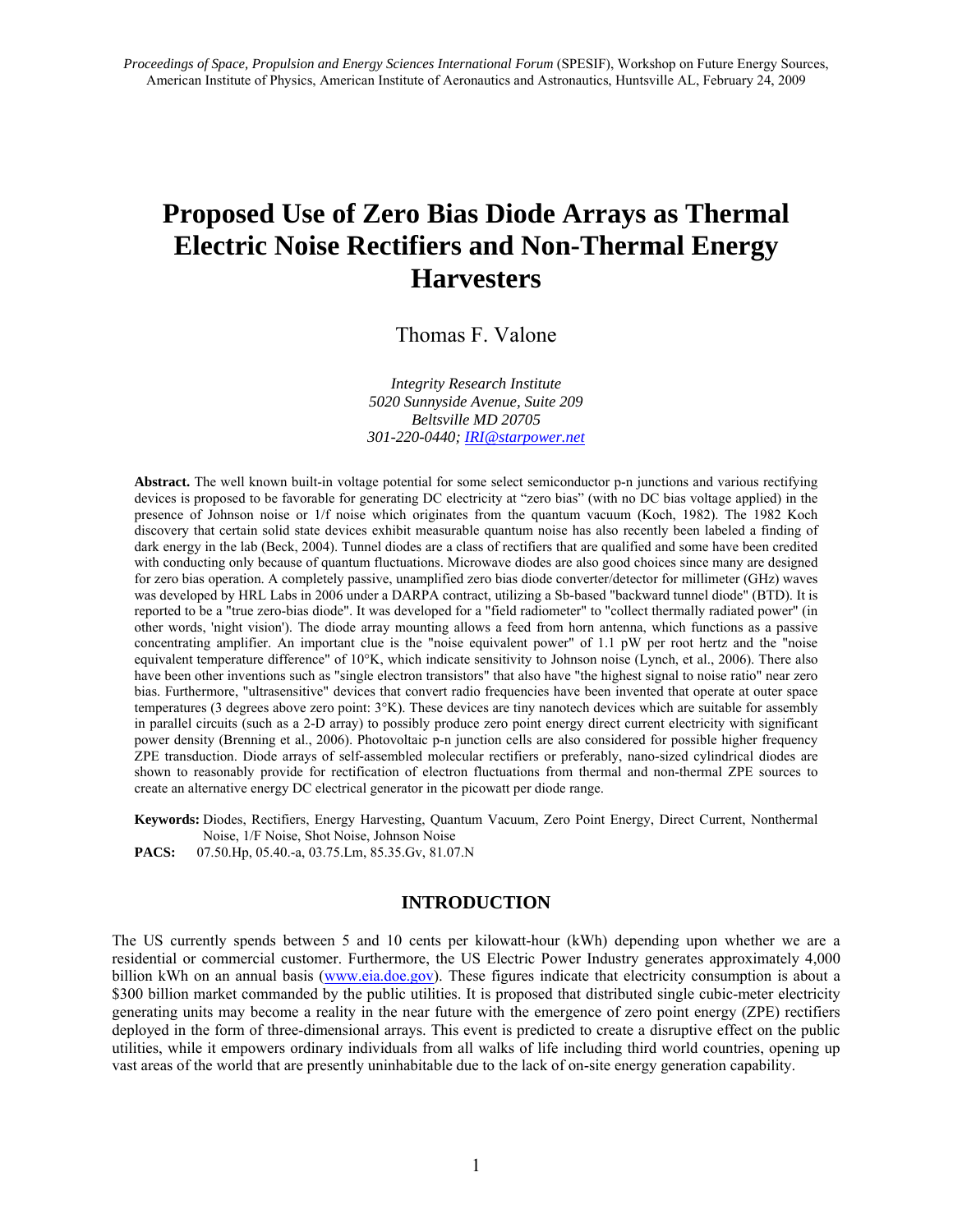*Proceedings of Space, Propulsion and Energy Sciences International Forum* (SPESIF), Workshop on Future Energy Sources, American Institute of Physics, American Institute of Aeronautics and Astronautics, Huntsville AL, February 24, 2009

# Proposed Use of Zero Bias Diode Arrays as Thermal Electric Noise Rectifiers and Non-Thermal Energy Harvesters

Thomas F. Valone

*Integrity Research Institute*
*5020 Sunnyside Avenue, Suite 209*
*Beltsville MD 20705*
*301-220-0440; IRI@starpower.net*

**Abstract.** The well known built-in voltage potential for some select semiconductor p-n junctions and various rectifying devices is proposed to be favorable for generating DC electricity at "zero bias" (with no DC bias voltage applied) in the presence of Johnson noise or 1/f noise which originates from the quantum vacuum (Koch, 1982). The 1982 Koch discovery that certain solid state devices exhibit measurable quantum noise has also recently been labeled a finding of dark energy in the lab (Beck, 2004). Tunnel diodes are a class of rectifiers that are qualified and some have been credited with conducting only because of quantum fluctuations. Microwave diodes are also good choices since many are designed for zero bias operation. A completely passive, unamplified zero bias diode converter/detector for millimeter (GHz) waves was developed by HRL Labs in 2006 under a DARPA contract, utilizing a Sb-based "backward tunnel diode" (BTD). It is reported to be a "true zero-bias diode". It was developed for a "field radiometer" to "collect thermally radiated power" (in other words, 'night vision'). The diode array mounting allows a feed from horn antenna, which functions as a passive concentrating amplifier. An important clue is the "noise equivalent power" of 1.1 pW per root hertz and the "noise equivalent temperature difference" of 10°K, which indicate sensitivity to Johnson noise (Lynch, et al., 2006). There also have been other inventions such as "single electron transistors" that also have "the highest signal to noise ratio" near zero bias. Furthermore, "ultrasensitive" devices that convert radio frequencies have been invented that operate at outer space temperatures (3 degrees above zero point: 3°K). These devices are tiny nanotech devices which are suitable for assembly in parallel circuits (such as a 2-D array) to possibly produce zero point energy direct current electricity with significant power density (Brenning et al., 2006). Photovoltaic p-n junction cells are also considered for possible higher frequency ZPE transduction. Diode arrays of self-assembled molecular rectifiers or preferably, nano-sized cylindrical diodes are shown to reasonably provide for rectification of electron fluctuations from thermal and non-thermal ZPE sources to create an alternative energy DC electrical generator in the picowatt per diode range.

**Keywords:** Diodes, Rectifiers, Energy Harvesting, Quantum Vacuum, Zero Point Energy, Direct Current, Nonthermal Noise, 1/F Noise, Shot Noise, Johnson Noise
**PACS:** 07.50.Hp, 05.40.-a, 03.75.Lm, 85.35.Gv, 81.07.N

## INTRODUCTION

The US currently spends between 5 and 10 cents per kilowatt-hour (kWh) depending upon whether we are a residential or commercial customer. Furthermore, the US Electric Power Industry generates approximately 4,000 billion kWh on an annual basis (www.eia.doe.gov). These figures indicate that electricity consumption is about a $300 billion market commanded by the public utilities. It is proposed that distributed single cubic-meter electricity generating units may become a reality in the near future with the emergence of zero point energy (ZPE) rectifiers deployed in the form of three-dimensional arrays. This event is predicted to create a disruptive effect on the public utilities, while it empowers ordinary individuals from all walks of life including third world countries, opening up vast areas of the world that are presently uninhabitable due to the lack of on-site energy generation capability.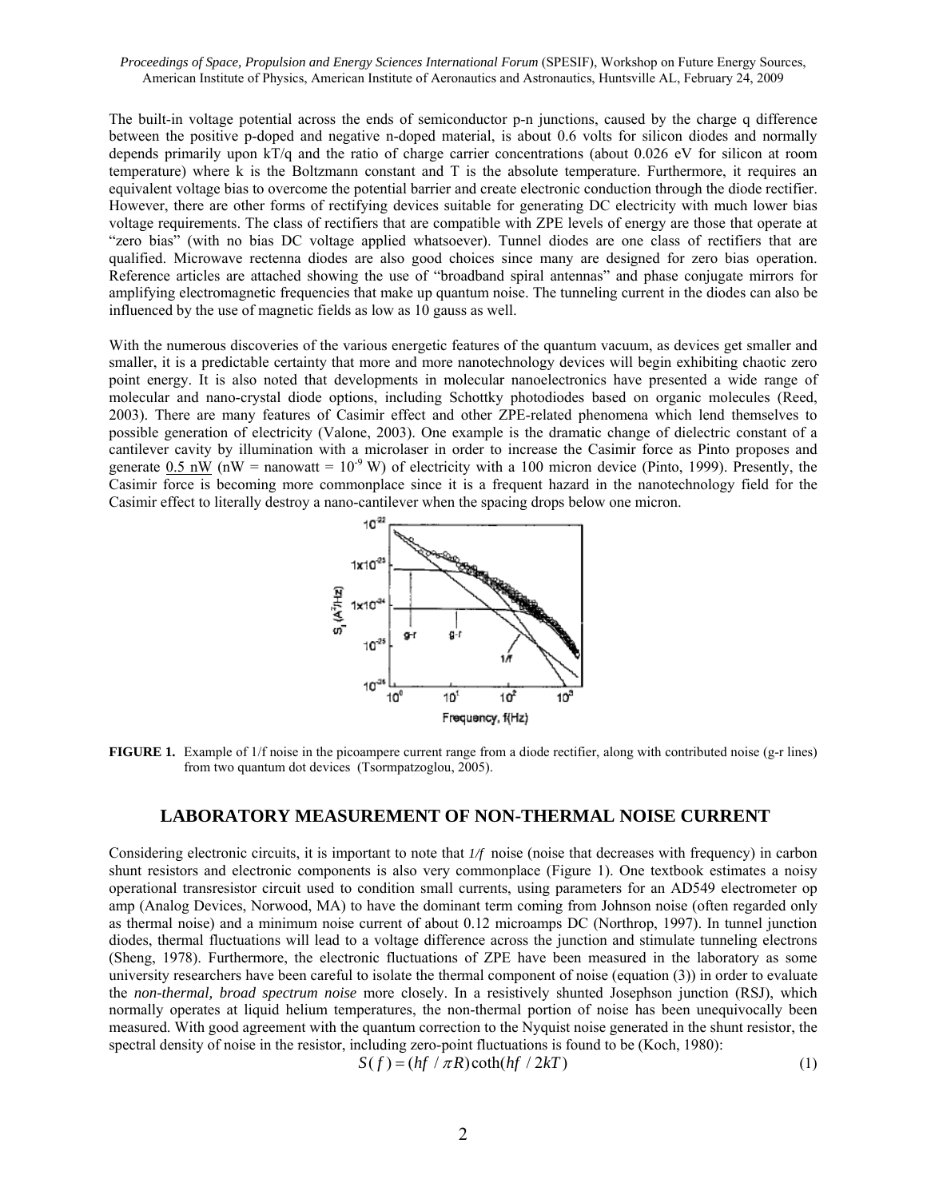The built-in voltage potential across the ends of semiconductor p-n junctions, caused by the charge q difference between the positive p-doped and negative n-doped material, is about 0.6 volts for silicon diodes and normally depends primarily upon kT/q and the ratio of charge carrier concentrations (about 0.026 eV for silicon at room temperature) where k is the Boltzmann constant and T is the absolute temperature. Furthermore, it requires an equivalent voltage bias to overcome the potential barrier and create electronic conduction through the diode rectifier. However, there are other forms of rectifying devices suitable for generating DC electricity with much lower bias voltage requirements. The class of rectifiers that are compatible with ZPE levels of energy are those that operate at "zero bias" (with no bias DC voltage applied whatsoever). Tunnel diodes are one class of rectifiers that are qualified. Microwave rectenna diodes are also good choices since many are designed for zero bias operation. Reference articles are attached showing the use of "broadband spiral antennas" and phase conjugate mirrors for amplifying electromagnetic frequencies that make up quantum noise. The tunneling current in the diodes can also be influenced by the use of magnetic fields as low as 10 gauss as well.

With the numerous discoveries of the various energetic features of the quantum vacuum, as devices get smaller and smaller, it is a predictable certainty that more and more nanotechnology devices will begin exhibiting chaotic zero point energy. It is also noted that developments in molecular nanoelectronics have presented a wide range of molecular and nano-crystal diode options, including Schottky photodiodes based on organic molecules (Reed, 2003). There are many features of Casimir effect and other ZPE-related phenomena which lend themselves to possible generation of electricity (Valone, 2003). One example is the dramatic change of dielectric constant of a cantilever cavity by illumination with a microlaser in order to increase the Casimir force as Pinto proposes and generate 0.5 nW (nW = nanowatt = $10^{-9}$ W) of electricity with a 100 micron device (Pinto, 1999). Presently, the Casimir force is becoming more commonplace since it is a frequent hazard in the nanotechnology field for the Casimir effect to literally destroy a nano-cantilever when the spacing drops below one micron.

**FIGURE 1.** Example of 1/f noise in the picoampere current range from a diode rectifier, along with contributed noise (g-r lines) from two quantum dot devices (Tsormpatzoglou, 2005).

## LABORATORY MEASUREMENT OF NON-THERMAL NOISE CURRENT

Considering electronic circuits, it is important to note that *1/f* noise (noise that decreases with frequency) in carbon shunt resistors and electronic components is also very commonplace (Figure 1). One textbook estimates a noisy operational transresistor circuit used to condition small currents, using parameters for an AD549 electrometer op amp (Analog Devices, Norwood, MA) to have the dominant term coming from Johnson noise (often regarded only as thermal noise) and a minimum noise current of about 0.12 microamps DC (Northrop, 1997). In tunnel junction diodes, thermal fluctuations will lead to a voltage difference across the junction and stimulate tunneling electrons (Sheng, 1978). Furthermore, the electronic fluctuations of ZPE have been measured in the laboratory as some university researchers have been careful to isolate the thermal component of noise (equation (3)) in order to evaluate the *non-thermal, broad spectrum noise* more closely. In a resistively shunted Josephson junction (RSJ), which normally operates at liquid helium temperatures, the non-thermal portion of noise has been unequivocally been measured. With good agreement with the quantum correction to the Nyquist noise generated in the shunt resistor, the spectral density of noise in the resistor, including zero-point fluctuations is found to be (Koch, 1980):

$$S(f) = (hf / \pi R)\coth(hf / 2kT) \tag{1}$$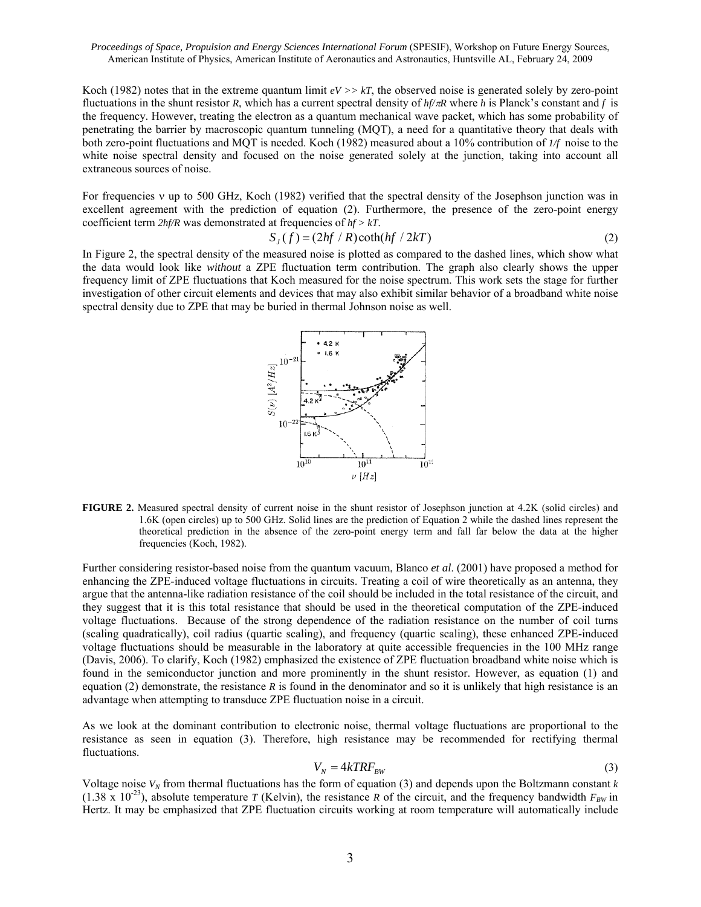Koch (1982) notes that in the extreme quantum limit $eV >> kT$, the observed noise is generated solely by zero-point fluctuations in the shunt resistor $R$, which has a current spectral density of $hf/\pi R$ where $h$ is Planck's constant and $f$ is the frequency. However, treating the electron as a quantum mechanical wave packet, which has some probability of penetrating the barrier by macroscopic quantum tunneling (MQT), a need for a quantitative theory that deals with both zero-point fluctuations and MQT is needed. Koch (1982) measured about a 10% contribution of $1/f$ noise to the white noise spectral density and focused on the noise generated solely at the junction, taking into account all extraneous sources of noise.

For frequencies ν up to 500 GHz, Koch (1982) verified that the spectral density of the Josephson junction was in excellent agreement with the prediction of equation (2). Furthermore, the presence of the zero-point energy coefficient term $2hf/R$ was demonstrated at frequencies of $hf > kT$.

$$S_J(f) = (2hf/R)\coth(hf/2kT) \tag{2}$$

In Figure 2, the spectral density of the measured noise is plotted as compared to the dashed lines, which show what the data would look like *without* a ZPE fluctuation term contribution. The graph also clearly shows the upper frequency limit of ZPE fluctuations that Koch measured for the noise spectrum. This work sets the stage for further investigation of other circuit elements and devices that may also exhibit similar behavior of a broadband white noise spectral density due to ZPE that may be buried in thermal Johnson noise as well.

**FIGURE 2.** Measured spectral density of current noise in the shunt resistor of Josephson junction at 4.2K (solid circles) and 1.6K (open circles) up to 500 GHz. Solid lines are the prediction of Equation 2 while the dashed lines represent the theoretical prediction in the absence of the zero-point energy term and fall far below the data at the higher frequencies (Koch, 1982).

Further considering resistor-based noise from the quantum vacuum, Blanco *et al.* (2001) have proposed a method for enhancing the ZPE-induced voltage fluctuations in circuits. Treating a coil of wire theoretically as an antenna, they argue that the antenna-like radiation resistance of the coil should be included in the total resistance of the circuit, and they suggest that it is this total resistance that should be used in the theoretical computation of the ZPE-induced voltage fluctuations. Because of the strong dependence of the radiation resistance on the number of coil turns (scaling quadratically), coil radius (quartic scaling), and frequency (quartic scaling), these enhanced ZPE-induced voltage fluctuations should be measurable in the laboratory at quite accessible frequencies in the 100 MHz range (Davis, 2006). To clarify, Koch (1982) emphasized the existence of ZPE fluctuation broadband white noise which is found in the semiconductor junction and more prominently in the shunt resistor. However, as equation (1) and equation (2) demonstrate, the resistance $R$ is found in the denominator and so it is unlikely that high resistance is an advantage when attempting to transduce ZPE fluctuation noise in a circuit.

As we look at the dominant contribution to electronic noise, thermal voltage fluctuations are proportional to the resistance as seen in equation (3). Therefore, high resistance may be recommended for rectifying thermal fluctuations.

$$V_N = 4kTRF_{BW} \tag{3}$$

Voltage noise $V_N$ from thermal fluctuations has the form of equation (3) and depends upon the Boltzmann constant $k$ ($1.38 \times 10^{-23}$), absolute temperature $T$ (Kelvin), the resistance $R$ of the circuit, and the frequency bandwidth $F_{BW}$ in Hertz. It may be emphasized that ZPE fluctuation circuits working at room temperature will automatically include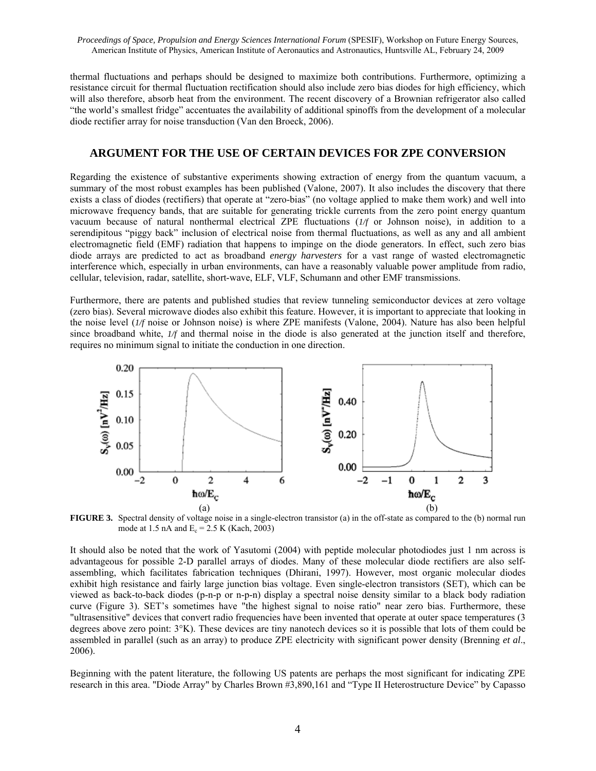thermal fluctuations and perhaps should be designed to maximize both contributions. Furthermore, optimizing a resistance circuit for thermal fluctuation rectification should also include zero bias diodes for high efficiency, which will also therefore, absorb heat from the environment. The recent discovery of a Brownian refrigerator also called "the world's smallest fridge" accentuates the availability of additional spinoffs from the development of a molecular diode rectifier array for noise transduction (Van den Broeck, 2006).

## ARGUMENT FOR THE USE OF CERTAIN DEVICES FOR ZPE CONVERSION

Regarding the existence of substantive experiments showing extraction of energy from the quantum vacuum, a summary of the most robust examples has been published (Valone, 2007). It also includes the discovery that there exists a class of diodes (rectifiers) that operate at "zero-bias" (no voltage applied to make them work) and well into microwave frequency bands, that are suitable for generating trickle currents from the zero point energy quantum vacuum because of natural nonthermal electrical ZPE fluctuations (*1/f* or Johnson noise), in addition to a serendipitous "piggy back" inclusion of electrical noise from thermal fluctuations, as well as any and all ambient electromagnetic field (EMF) radiation that happens to impinge on the diode generators. In effect, such zero bias diode arrays are predicted to act as broadband *energy harvesters* for a vast range of wasted electromagnetic interference which, especially in urban environments, can have a reasonably valuable power amplitude from radio, cellular, television, radar, satellite, short-wave, ELF, VLF, Schumann and other EMF transmissions.

Furthermore, there are patents and published studies that review tunneling semiconductor devices at zero voltage (zero bias). Several microwave diodes also exhibit this feature. However, it is important to appreciate that looking in the noise level (*1/f* noise or Johnson noise) is where ZPE manifests (Valone, 2004). Nature has also been helpful since broadband white, *1/f* and thermal noise in the diode is also generated at the junction itself and therefore, requires no minimum signal to initiate the conduction in one direction.

**FIGURE 3.** Spectral density of voltage noise in a single-electron transistor (a) in the off-state as compared to the (b) normal run mode at 1.5 nA and $E_c$ = 2.5 K (Kach, 2003)

It should also be noted that the work of Yasutomi (2004) with peptide molecular photodiodes just 1 nm across is advantageous for possible 2-D parallel arrays of diodes. Many of these molecular diode rectifiers are also self-assembling, which facilitates fabrication techniques (Dhirani, 1997). However, most organic molecular diodes exhibit high resistance and fairly large junction bias voltage. Even single-electron transistors (SET), which can be viewed as back-to-back diodes (p-n-p or n-p-n) display a spectral noise density similar to a black body radiation curve (Figure 3). SET's sometimes have "the highest signal to noise ratio" near zero bias. Furthermore, these "ultrasensitive" devices that convert radio frequencies have been invented that operate at outer space temperatures (3 degrees above zero point: 3°K). These devices are tiny nanotech devices so it is possible that lots of them could be assembled in parallel (such as an array) to produce ZPE electricity with significant power density (Brenning *et al*., 2006).

Beginning with the patent literature, the following US patents are perhaps the most significant for indicating ZPE research in this area. "Diode Array" by Charles Brown #3,890,161 and "Type II Heterostructure Device" by Capasso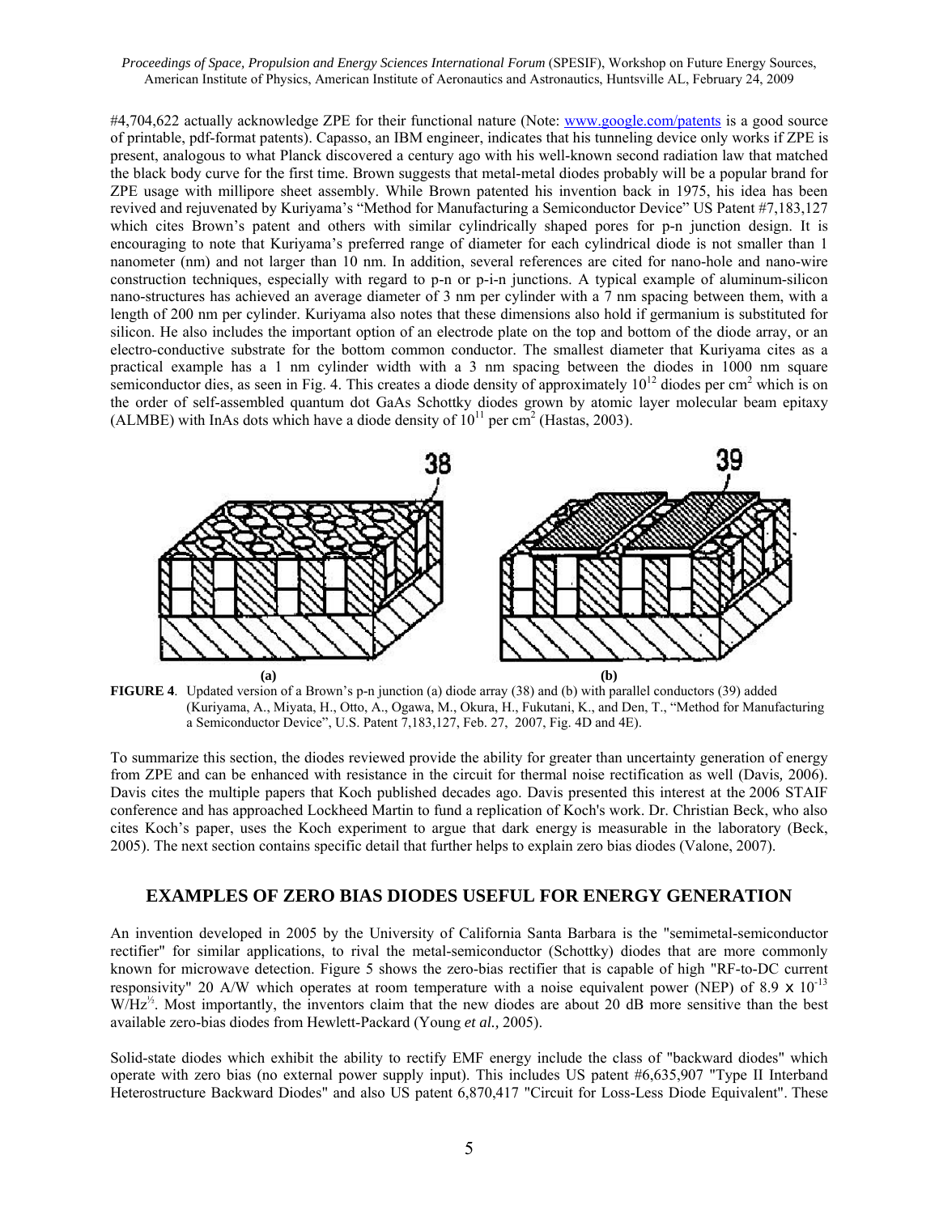#4,704,622 actually acknowledge ZPE for their functional nature (Note: www.google.com/patents is a good source of printable, pdf-format patents). Capasso, an IBM engineer, indicates that his tunneling device only works if ZPE is present, analogous to what Planck discovered a century ago with his well-known second radiation law that matched the black body curve for the first time. Brown suggests that metal-metal diodes probably will be a popular brand for ZPE usage with millipore sheet assembly. While Brown patented his invention back in 1975, his idea has been revived and rejuvenated by Kuriyama's "Method for Manufacturing a Semiconductor Device" US Patent #7,183,127 which cites Brown's patent and others with similar cylindrically shaped pores for p-n junction design. It is encouraging to note that Kuriyama's preferred range of diameter for each cylindrical diode is not smaller than 1 nanometer (nm) and not larger than 10 nm. In addition, several references are cited for nano-hole and nano-wire construction techniques, especially with regard to p-n or p-i-n junctions. A typical example of aluminum-silicon nano-structures has achieved an average diameter of 3 nm per cylinder with a 7 nm spacing between them, with a length of 200 nm per cylinder. Kuriyama also notes that these dimensions also hold if germanium is substituted for silicon. He also includes the important option of an electrode plate on the top and bottom of the diode array, or an electro-conductive substrate for the bottom common conductor. The smallest diameter that Kuriyama cites as a practical example has a 1 nm cylinder width with a 3 nm spacing between the diodes in 1000 nm square semiconductor dies, as seen in Fig. 4. This creates a diode density of approximately $10^{12}$ diodes per $cm^2$ which is on the order of self-assembled quantum dot GaAs Schottky diodes grown by atomic layer molecular beam epitaxy (ALMBE) with InAs dots which have a diode density of $10^{11}$ per $cm^2$ (Hastas, 2003).

**FIGURE 4**. Updated version of a Brown's p-n junction (a) diode array (38) and (b) with parallel conductors (39) added (Kuriyama, A., Miyata, H., Otto, A., Ogawa, M., Okura, H., Fukutani, K., and Den, T., "Method for Manufacturing a Semiconductor Device", U.S. Patent 7,183,127, Feb. 27, 2007, Fig. 4D and 4E).

To summarize this section, the diodes reviewed provide the ability for greater than uncertainty generation of energy from ZPE and can be enhanced with resistance in the circuit for thermal noise rectification as well (Davis, 2006). Davis cites the multiple papers that Koch published decades ago. Davis presented this interest at the 2006 STAIF conference and has approached Lockheed Martin to fund a replication of Koch's work. Dr. Christian Beck, who also cites Koch's paper, uses the Koch experiment to argue that dark energy is measurable in the laboratory (Beck, 2005). The next section contains specific detail that further helps to explain zero bias diodes (Valone, 2007).

## EXAMPLES OF ZERO BIAS DIODES USEFUL FOR ENERGY GENERATION

An invention developed in 2005 by the University of California Santa Barbara is the "semimetal-semiconductor rectifier" for similar applications, to rival the metal-semiconductor (Schottky) diodes that are more commonly known for microwave detection. Figure 5 shows the zero-bias rectifier that is capable of high "RF-to-DC current responsivity" 20 A/W which operates at room temperature with a noise equivalent power (NEP) of $8.9 \times 10^{-13}$ $W/Hz^{1/2}$. Most importantly, the inventors claim that the new diodes are about 20 dB more sensitive than the best available zero-bias diodes from Hewlett-Packard (Young *et al.,* 2005).

Solid-state diodes which exhibit the ability to rectify EMF energy include the class of "backward diodes" which operate with zero bias (no external power supply input). This includes US patent #6,635,907 "Type II Interband Heterostructure Backward Diodes" and also US patent 6,870,417 "Circuit for Loss-Less Diode Equivalent". These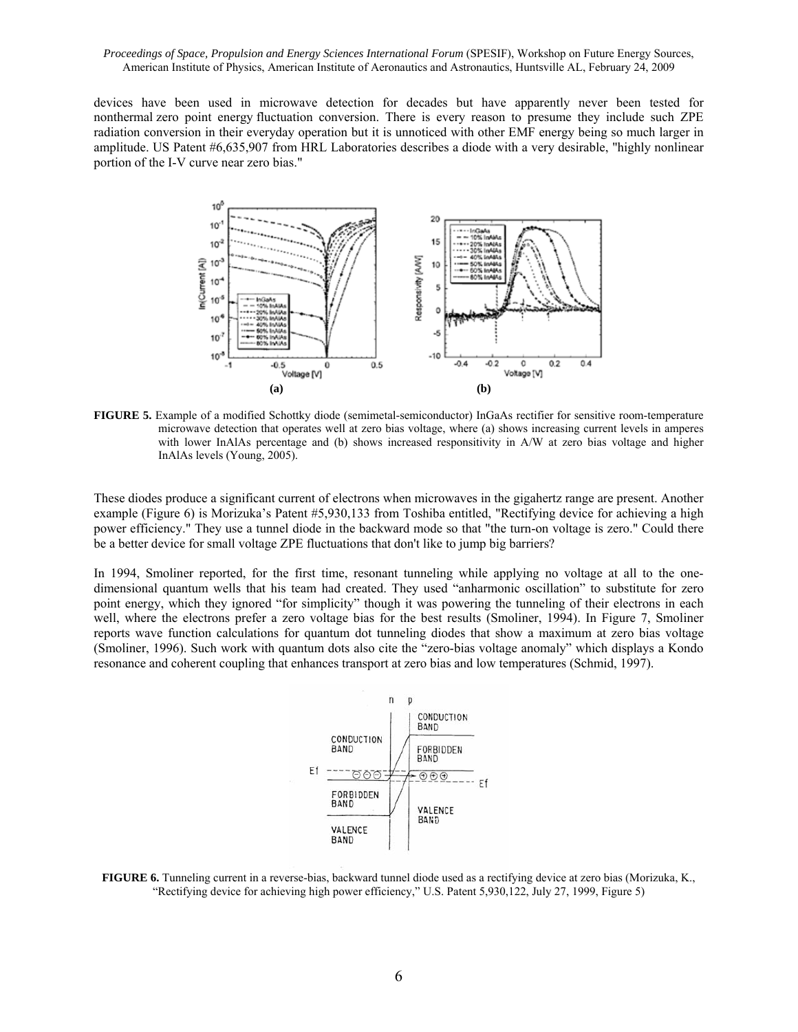devices have been used in microwave detection for decades but have apparently never been tested for nonthermal zero point energy fluctuation conversion. There is every reason to presume they include such ZPE radiation conversion in their everyday operation but it is unnoticed with other EMF energy being so much larger in amplitude. US Patent #6,635,907 from HRL Laboratories describes a diode with a very desirable, "highly nonlinear portion of the I-V curve near zero bias."

**FIGURE 5.** Example of a modified Schottky diode (semimetal-semiconductor) InGaAs rectifier for sensitive room-temperature microwave detection that operates well at zero bias voltage, where (a) shows increasing current levels in amperes with lower InAlAs percentage and (b) shows increased responsitivity in A/W at zero bias voltage and higher InAlAs levels (Young, 2005).

These diodes produce a significant current of electrons when microwaves in the gigahertz range are present. Another example (Figure 6) is Morizuka's Patent #5,930,133 from Toshiba entitled, "Rectifying device for achieving a high power efficiency." They use a tunnel diode in the backward mode so that "the turn-on voltage is zero." Could there be a better device for small voltage ZPE fluctuations that don't like to jump big barriers?

In 1994, Smoliner reported, for the first time, resonant tunneling while applying no voltage at all to the one-dimensional quantum wells that his team had created. They used "anharmonic oscillation" to substitute for zero point energy, which they ignored "for simplicity" though it was powering the tunneling of their electrons in each well, where the electrons prefer a zero voltage bias for the best results (Smoliner, 1994). In Figure 7, Smoliner reports wave function calculations for quantum dot tunneling diodes that show a maximum at zero bias voltage (Smoliner, 1996). Such work with quantum dots also cite the "zero-bias voltage anomaly" which displays a Kondo resonance and coherent coupling that enhances transport at zero bias and low temperatures (Schmid, 1997).

**FIGURE 6.** Tunneling current in a reverse-bias, backward tunnel diode used as a rectifying device at zero bias (Morizuka, K., "Rectifying device for achieving high power efficiency," U.S. Patent 5,930,122, July 27, 1999, Figure 5)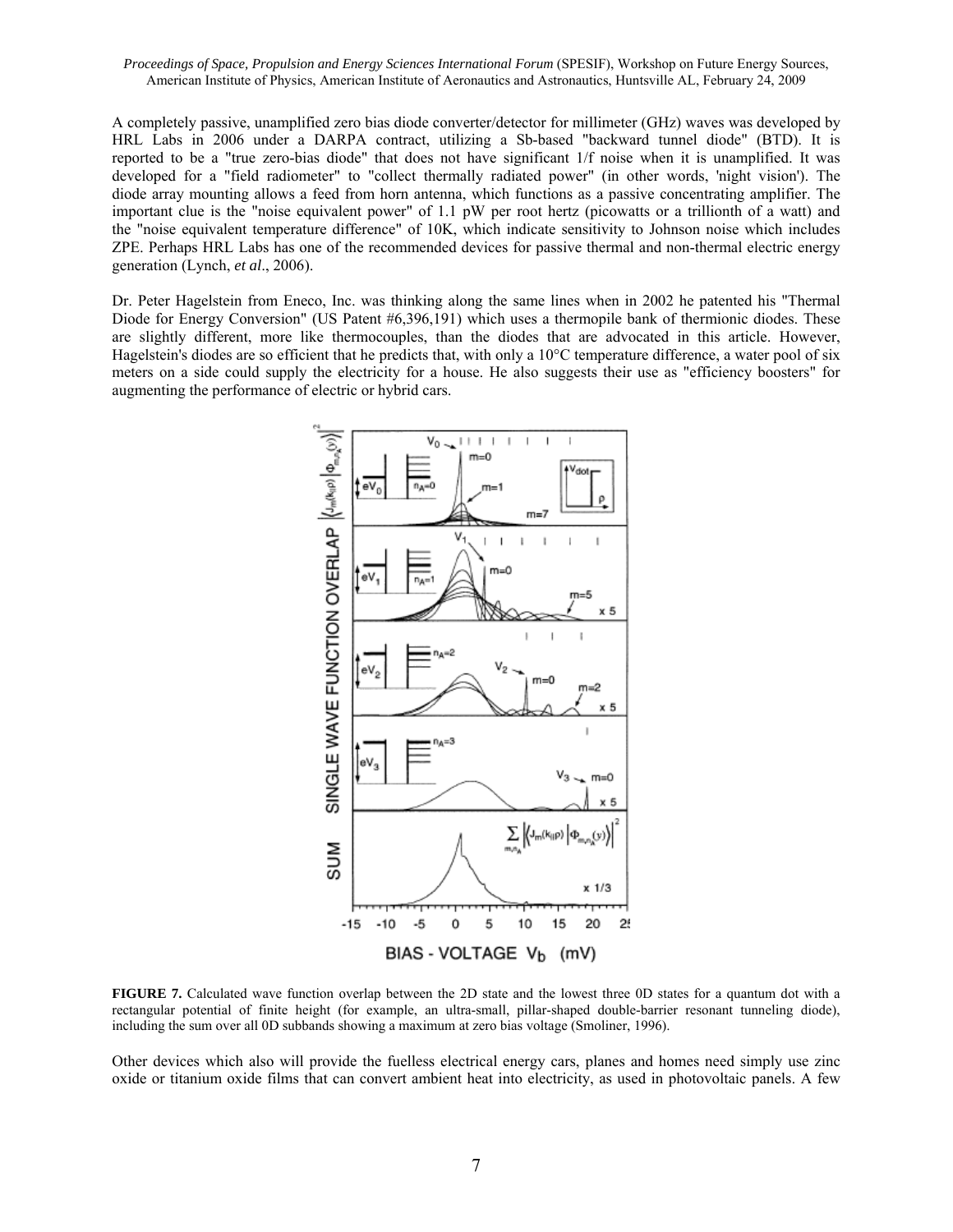A completely passive, unamplified zero bias diode converter/detector for millimeter (GHz) waves was developed by HRL Labs in 2006 under a DARPA contract, utilizing a Sb-based "backward tunnel diode" (BTD). It is reported to be a "true zero-bias diode" that does not have significant 1/f noise when it is unamplified. It was developed for a "field radiometer" to "collect thermally radiated power" (in other words, 'night vision'). The diode array mounting allows a feed from horn antenna, which functions as a passive concentrating amplifier. The important clue is the "noise equivalent power" of 1.1 pW per root hertz (picowatts or a trillionth of a watt) and the "noise equivalent temperature difference" of 10K, which indicate sensitivity to Johnson noise which includes ZPE. Perhaps HRL Labs has one of the recommended devices for passive thermal and non-thermal electric energy generation (Lynch, *et al*., 2006).

Dr. Peter Hagelstein from Eneco, Inc. was thinking along the same lines when in 2002 he patented his "Thermal Diode for Energy Conversion" (US Patent #6,396,191) which uses a thermopile bank of thermionic diodes. These are slightly different, more like thermocouples, than the diodes that are advocated in this article. However, Hagelstein's diodes are so efficient that he predicts that, with only a 10°C temperature difference, a water pool of six meters on a side could supply the electricity for a house. He also suggests their use as "efficiency boosters" for augmenting the performance of electric or hybrid cars.

**FIGURE 7.** Calculated wave function overlap between the 2D state and the lowest three 0D states for a quantum dot with a rectangular potential of finite height (for example, an ultra-small, pillar-shaped double-barrier resonant tunneling diode), including the sum over all 0D subbands showing a maximum at zero bias voltage (Smoliner, 1996).

Other devices which also will provide the fuelless electrical energy cars, planes and homes need simply use zinc oxide or titanium oxide films that can convert ambient heat into electricity, as used in photovoltaic panels. A few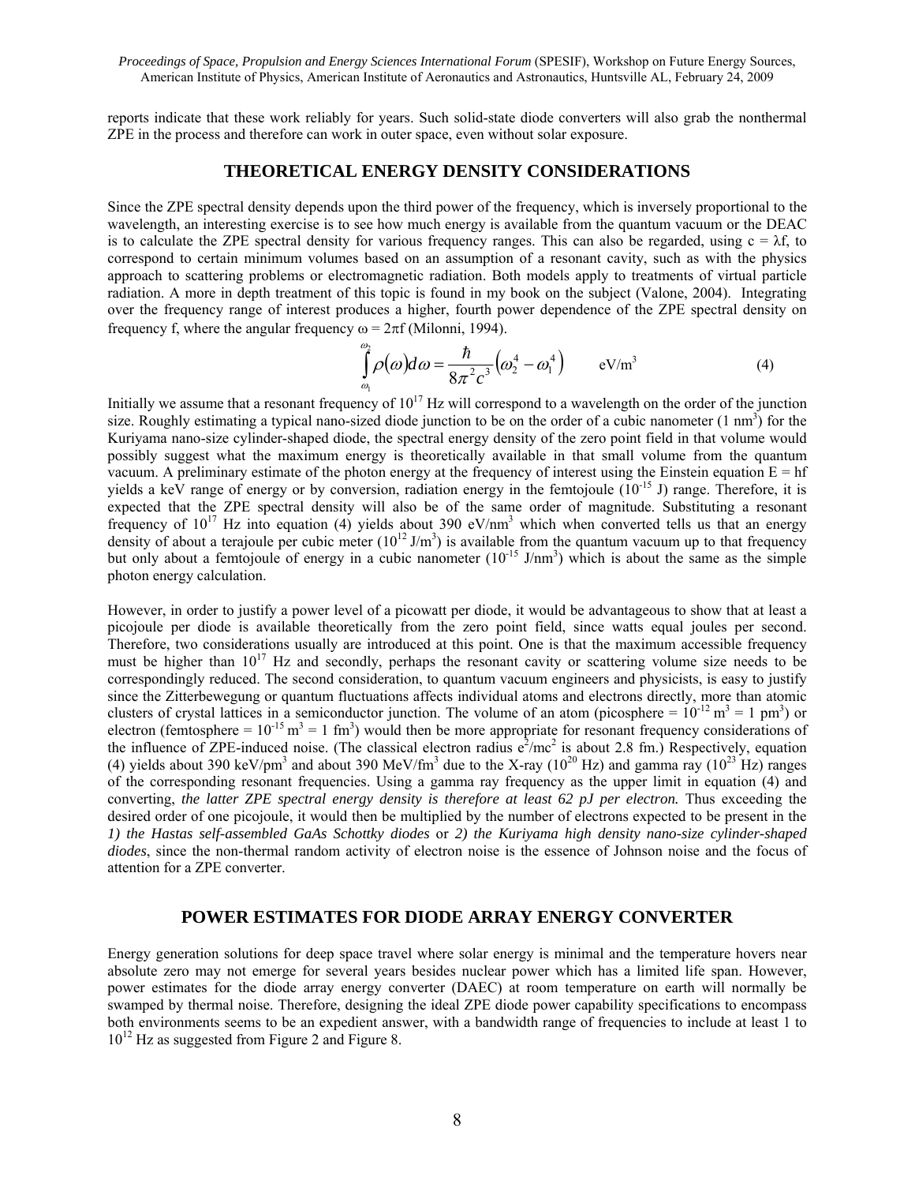reports indicate that these work reliably for years. Such solid-state diode converters will also grab the nonthermal ZPE in the process and therefore can work in outer space, even without solar exposure.

## THEORETICAL ENERGY DENSITY CONSIDERATIONS

Since the ZPE spectral density depends upon the third power of the frequency, which is inversely proportional to the wavelength, an interesting exercise is to see how much energy is available from the quantum vacuum or the DEAC is to calculate the ZPE spectral density for various frequency ranges. This can also be regarded, using $c = \lambda f$, to correspond to certain minimum volumes based on an assumption of a resonant cavity, such as with the physics approach to scattering problems or electromagnetic radiation. Both models apply to treatments of virtual particle radiation. A more in depth treatment of this topic is found in my book on the subject (Valone, 2004). Integrating over the frequency range of interest produces a higher, fourth power dependence of the ZPE spectral density on frequency f, where the angular frequency $\omega = 2\pi f$ (Milonni, 1994).

$$\int_{\omega_1}^{\omega_2} \rho(\omega) d\omega = \frac{\hbar}{8\pi^2 c^3}\left(\omega_2^4 - \omega_1^4\right) \qquad \text{eV/m}^3 \tag{4}$$

Initially we assume that a resonant frequency of $10^{17}$ Hz will correspond to a wavelength on the order of the junction size. Roughly estimating a typical nano-sized diode junction to be on the order of a cubic nanometer (1 nm$^3$) for the Kuriyama nano-size cylinder-shaped diode, the spectral energy density of the zero point field in that volume would possibly suggest what the maximum energy is theoretically available in that small volume from the quantum vacuum. A preliminary estimate of the photon energy at the frequency of interest using the Einstein equation $E = hf$ yields a keV range of energy or by conversion, radiation energy in the femtojoule ($10^{-15}$ J) range. Therefore, it is expected that the ZPE spectral density will also be of the same order of magnitude. Substituting a resonant frequency of $10^{17}$ Hz into equation (4) yields about 390 eV/nm$^3$ which when converted tells us that an energy density of about a terajoule per cubic meter ($10^{12}$ J/m$^3$) is available from the quantum vacuum up to that frequency but only about a femtojoule of energy in a cubic nanometer ($10^{-15}$ J/nm$^3$) which is about the same as the simple photon energy calculation.

However, in order to justify a power level of a picowatt per diode, it would be advantageous to show that at least a picojoule per diode is available theoretically from the zero point field, since watts equal joules per second. Therefore, two considerations usually are introduced at this point. One is that the maximum accessible frequency must be higher than $10^{17}$ Hz and secondly, perhaps the resonant cavity or scattering volume size needs to be correspondingly reduced. The second consideration, to quantum vacuum engineers and physicists, is easy to justify since the Zitterbewegung or quantum fluctuations affects individual atoms and electrons directly, more than atomic clusters of crystal lattices in a semiconductor junction. The volume of an atom (picosphere = $10^{-12}$ m$^3$ = 1 pm$^3$) or electron (femtosphere = $10^{-15}$ m$^3$ = 1 fm$^3$) would then be more appropriate for resonant frequency considerations of the influence of ZPE-induced noise. (The classical electron radius $e^2/mc^2$ is about 2.8 fm.) Respectively, equation (4) yields about 390 keV/pm$^3$ and about 390 MeV/fm$^3$ due to the X-ray ($10^{20}$ Hz) and gamma ray ($10^{23}$ Hz) ranges of the corresponding resonant frequencies. Using a gamma ray frequency as the upper limit in equation (4) and converting, *the latter ZPE spectral energy density is therefore at least 62 pJ per electron.* Thus exceeding the desired order of one picojoule, it would then be multiplied by the number of electrons expected to be present in the *1) the Hastas self-assembled GaAs Schottky diodes* or *2) the Kuriyama high density nano-size cylinder-shaped diodes*, since the non-thermal random activity of electron noise is the essence of Johnson noise and the focus of attention for a ZPE converter.

## POWER ESTIMATES FOR DIODE ARRAY ENERGY CONVERTER

Energy generation solutions for deep space travel where solar energy is minimal and the temperature hovers near absolute zero may not emerge for several years besides nuclear power which has a limited life span. However, power estimates for the diode array energy converter (DAEC) at room temperature on earth will normally be swamped by thermal noise. Therefore, designing the ideal ZPE diode power capability specifications to encompass both environments seems to be an expedient answer, with a bandwidth range of frequencies to include at least 1 to $10^{12}$ Hz as suggested from Figure 2 and Figure 8.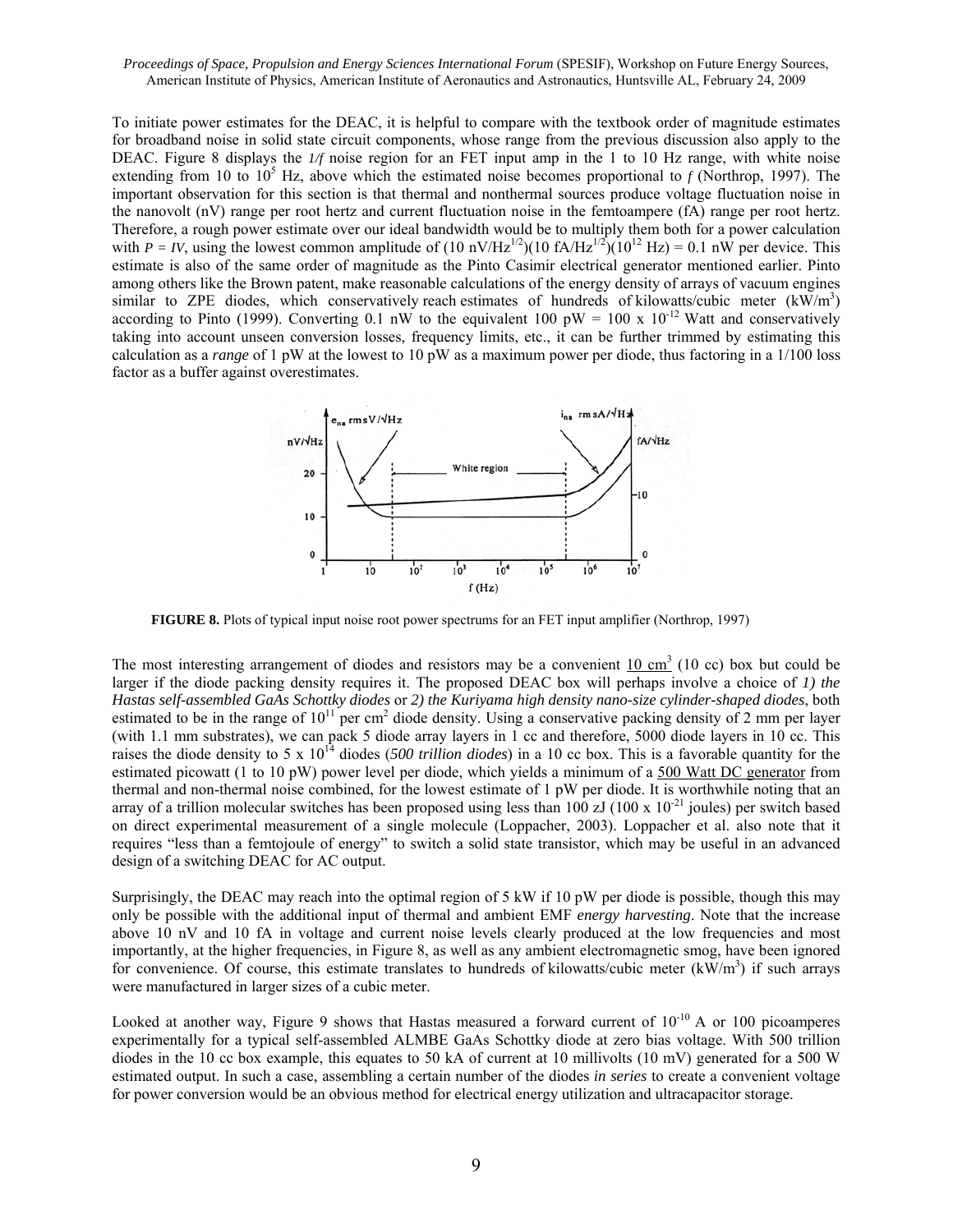To initiate power estimates for the DEAC, it is helpful to compare with the textbook order of magnitude estimates for broadband noise in solid state circuit components, whose range from the previous discussion also apply to the DEAC. Figure 8 displays the *1/f* noise region for an FET input amp in the 1 to 10 Hz range, with white noise extending from 10 to $10^5$ Hz, above which the estimated noise becomes proportional to $f$ (Northrop, 1997). The important observation for this section is that thermal and nonthermal sources produce voltage fluctuation noise in the nanovolt (nV) range per root hertz and current fluctuation noise in the femtoampere (fA) range per root hertz. Therefore, a rough power estimate over our ideal bandwidth would be to multiply them both for a power calculation with $P = IV$, using the lowest common amplitude of $(10\ \text{nV/Hz}^{1/2})(10\ \text{fA/Hz}^{1/2})(10^{12}\ \text{Hz}) = 0.1$ nW per device. This estimate is also of the same order of magnitude as the Pinto Casimir electrical generator mentioned earlier. Pinto among others like the Brown patent, make reasonable calculations of the energy density of arrays of vacuum engines similar to ZPE diodes, which conservatively reach estimates of hundreds of kilowatts/cubic meter ($\text{kW/m}^3$) according to Pinto (1999). Converting 0.1 nW to the equivalent 100 pW = $100 \times 10^{-12}$ Watt and conservatively taking into account unseen conversion losses, frequency limits, etc., it can be further trimmed by estimating this calculation as a *range* of 1 pW at the lowest to 10 pW as a maximum power per diode, thus factoring in a 1/100 loss factor as a buffer against overestimates.

**FIGURE 8.** Plots of typical input noise root power spectrums for an FET input amplifier (Northrop, 1997)

The most interesting arrangement of diodes and resistors may be a convenient $10\ \text{cm}^3$ (10 cc) box but could be larger if the diode packing density requires it. The proposed DEAC box will perhaps involve a choice of *1) the Hastas self-assembled GaAs Schottky diodes* or *2) the Kuriyama high density nano-size cylinder-shaped diodes*, both estimated to be in the range of $10^{11}$ per $\text{cm}^2$ diode density. Using a conservative packing density of 2 mm per layer (with 1.1 mm substrates), we can pack 5 diode array layers in 1 cc and therefore, 5000 diode layers in 10 cc. This raises the diode density to $5 \times 10^{14}$ diodes (*500 trillion diodes*) in a 10 cc box. This is a favorable quantity for the estimated picowatt (1 to 10 pW) power level per diode, which yields a minimum of a 500 Watt DC generator from thermal and non-thermal noise combined, for the lowest estimate of 1 pW per diode. It is worthwhile noting that an array of a trillion molecular switches has been proposed using less than 100 zJ ($100 \times 10^{-21}$ joules) per switch based on direct experimental measurement of a single molecule (Loppacher, 2003). Loppacher et al. also note that it requires "less than a femtojoule of energy" to switch a solid state transistor, which may be useful in an advanced design of a switching DEAC for AC output.

Surprisingly, the DEAC may reach into the optimal region of 5 kW if 10 pW per diode is possible, though this may only be possible with the additional input of thermal and ambient EMF *energy harvesting*. Note that the increase above 10 nV and 10 fA in voltage and current noise levels clearly produced at the low frequencies and most importantly, at the higher frequencies, in Figure 8, as well as any ambient electromagnetic smog, have been ignored for convenience. Of course, this estimate translates to hundreds of kilowatts/cubic meter ($\text{kW/m}^3$) if such arrays were manufactured in larger sizes of a cubic meter.

Looked at another way, Figure 9 shows that Hastas measured a forward current of $10^{-10}$ A or 100 picoamperes experimentally for a typical self-assembled ALMBE GaAs Schottky diode at zero bias voltage. With 500 trillion diodes in the 10 cc box example, this equates to 50 kA of current at 10 millivolts (10 mV) generated for a 500 W estimated output. In such a case, assembling a certain number of the diodes *in series* to create a convenient voltage for power conversion would be an obvious method for electrical energy utilization and ultracapacitor storage.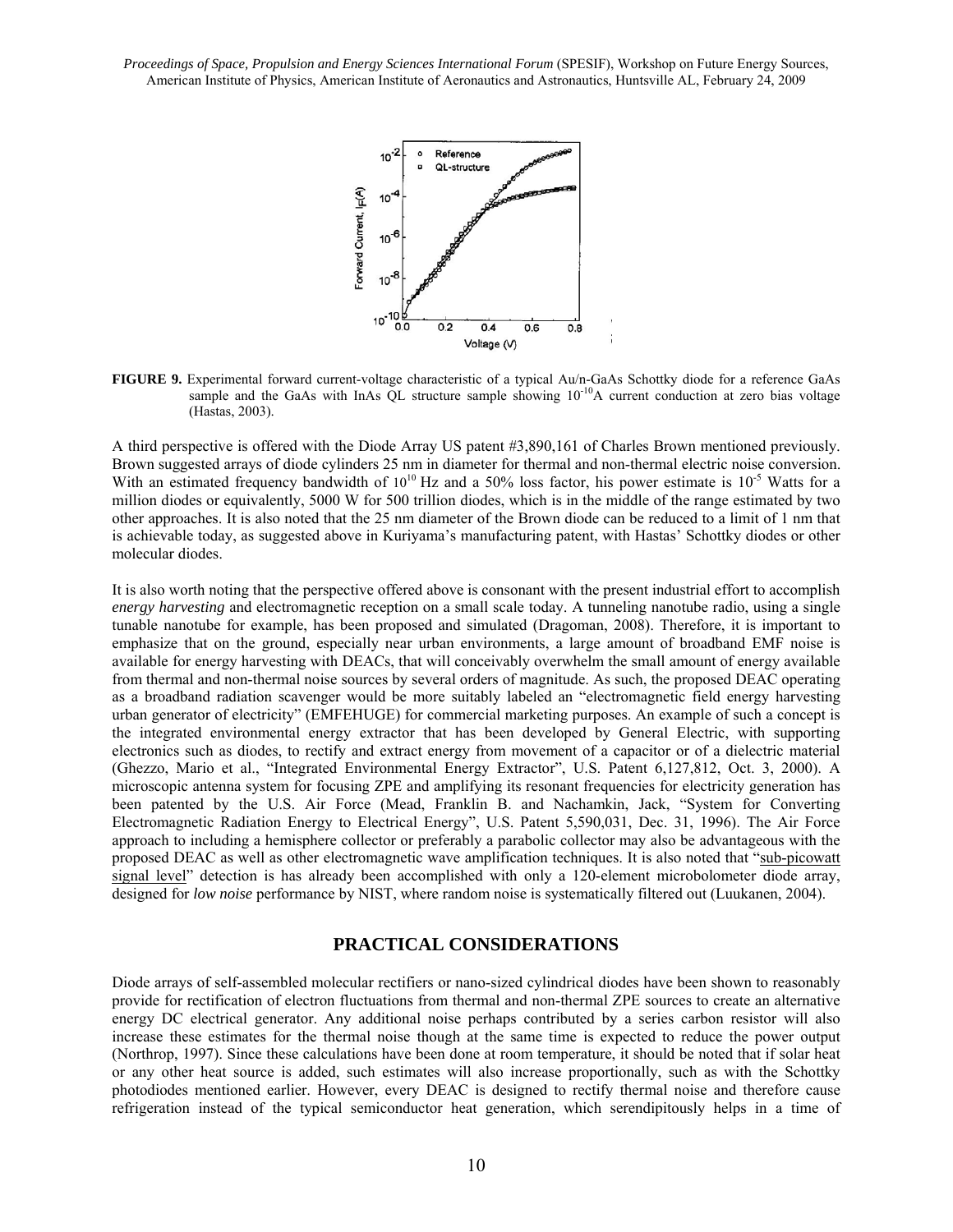**FIGURE 9.** Experimental forward current-voltage characteristic of a typical Au/n-GaAs Schottky diode for a reference GaAs sample and the GaAs with InAs QL structure sample showing $10^{-10}$A current conduction at zero bias voltage (Hastas, 2003).

A third perspective is offered with the Diode Array US patent #3,890,161 of Charles Brown mentioned previously. Brown suggested arrays of diode cylinders 25 nm in diameter for thermal and non-thermal electric noise conversion. With an estimated frequency bandwidth of $10^{10}$ Hz and a 50% loss factor, his power estimate is $10^{-5}$ Watts for a million diodes or equivalently, 5000 W for 500 trillion diodes, which is in the middle of the range estimated by two other approaches. It is also noted that the 25 nm diameter of the Brown diode can be reduced to a limit of 1 nm that is achievable today, as suggested above in Kuriyama's manufacturing patent, with Hastas' Schottky diodes or other molecular diodes.

It is also worth noting that the perspective offered above is consonant with the present industrial effort to accomplish *energy harvesting* and electromagnetic reception on a small scale today. A tunneling nanotube radio, using a single tunable nanotube for example, has been proposed and simulated (Dragoman, 2008). Therefore, it is important to emphasize that on the ground, especially near urban environments, a large amount of broadband EMF noise is available for energy harvesting with DEACs, that will conceivably overwhelm the small amount of energy available from thermal and non-thermal noise sources by several orders of magnitude. As such, the proposed DEAC operating as a broadband radiation scavenger would be more suitably labeled an "electromagnetic field energy harvesting urban generator of electricity" (EMFEHUGE) for commercial marketing purposes. An example of such a concept is the integrated environmental energy extractor that has been developed by General Electric, with supporting electronics such as diodes, to rectify and extract energy from movement of a capacitor or of a dielectric material (Ghezzo, Mario et al., "Integrated Environmental Energy Extractor", U.S. Patent 6,127,812, Oct. 3, 2000). A microscopic antenna system for focusing ZPE and amplifying its resonant frequencies for electricity generation has been patented by the U.S. Air Force (Mead, Franklin B. and Nachamkin, Jack, "System for Converting Electromagnetic Radiation Energy to Electrical Energy", U.S. Patent 5,590,031, Dec. 31, 1996). The Air Force approach to including a hemisphere collector or preferably a parabolic collector may also be advantageous with the proposed DEAC as well as other electromagnetic wave amplification techniques. It is also noted that "sub-picowatt signal level" detection is has already been accomplished with only a 120-element microbolometer diode array, designed for *low noise* performance by NIST, where random noise is systematically filtered out (Luukanen, 2004).

## PRACTICAL CONSIDERATIONS

Diode arrays of self-assembled molecular rectifiers or nano-sized cylindrical diodes have been shown to reasonably provide for rectification of electron fluctuations from thermal and non-thermal ZPE sources to create an alternative energy DC electrical generator. Any additional noise perhaps contributed by a series carbon resistor will also increase these estimates for the thermal noise though at the same time is expected to reduce the power output (Northrop, 1997). Since these calculations have been done at room temperature, it should be noted that if solar heat or any other heat source is added, such estimates will also increase proportionally, such as with the Schottky photodiodes mentioned earlier. However, every DEAC is designed to rectify thermal noise and therefore cause refrigeration instead of the typical semiconductor heat generation, which serendipitously helps in a time of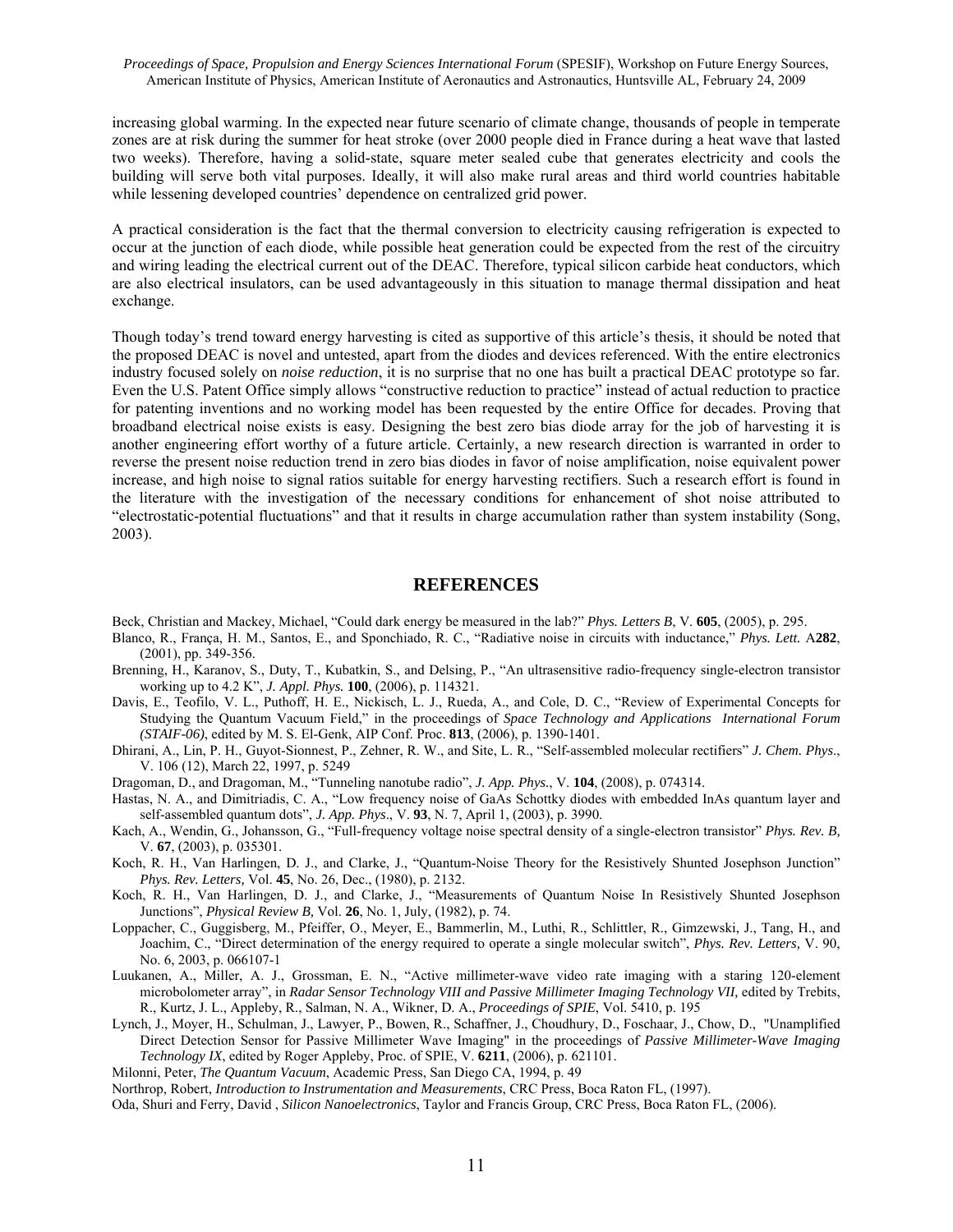increasing global warming. In the expected near future scenario of climate change, thousands of people in temperate zones are at risk during the summer for heat stroke (over 2000 people died in France during a heat wave that lasted two weeks). Therefore, having a solid-state, square meter sealed cube that generates electricity and cools the building will serve both vital purposes. Ideally, it will also make rural areas and third world countries habitable while lessening developed countries' dependence on centralized grid power.

A practical consideration is the fact that the thermal conversion to electricity causing refrigeration is expected to occur at the junction of each diode, while possible heat generation could be expected from the rest of the circuitry and wiring leading the electrical current out of the DEAC. Therefore, typical silicon carbide heat conductors, which are also electrical insulators, can be used advantageously in this situation to manage thermal dissipation and heat exchange.

Though today's trend toward energy harvesting is cited as supportive of this article's thesis, it should be noted that the proposed DEAC is novel and untested, apart from the diodes and devices referenced. With the entire electronics industry focused solely on *noise reduction*, it is no surprise that no one has built a practical DEAC prototype so far. Even the U.S. Patent Office simply allows "constructive reduction to practice" instead of actual reduction to practice for patenting inventions and no working model has been requested by the entire Office for decades. Proving that broadband electrical noise exists is easy. Designing the best zero bias diode array for the job of harvesting it is another engineering effort worthy of a future article. Certainly, a new research direction is warranted in order to reverse the present noise reduction trend in zero bias diodes in favor of noise amplification, noise equivalent power increase, and high noise to signal ratios suitable for energy harvesting rectifiers. Such a research effort is found in the literature with the investigation of the necessary conditions for enhancement of shot noise attributed to "electrostatic-potential fluctuations" and that it results in charge accumulation rather than system instability (Song, 2003).

## REFERENCES

Beck, Christian and Mackey, Michael, "Could dark energy be measured in the lab?" *Phys. Letters B*, V. **605**, (2005), p. 295.

Blanco, R., França, H. M., Santos, E., and Sponchiado, R. C., "Radiative noise in circuits with inductance," *Phys. Lett.* A**282**, (2001), pp. 349-356.

Brenning, H., Karanov, S., Duty, T., Kubatkin, S., and Delsing, P., "An ultrasensitive radio-frequency single-electron transistor working up to 4.2 K", *J. Appl. Phys.* **100**, (2006), p. 114321.

Davis, E., Teofilo, V. L., Puthoff, H. E., Nickisch, L. J., Rueda, A., and Cole, D. C., "Review of Experimental Concepts for Studying the Quantum Vacuum Field," in the proceedings of *Space Technology and Applications International Forum (STAIF-06)*, edited by M. S. El-Genk, AIP Conf. Proc. **813**, (2006), p. 1390-1401.

Dhirani, A., Lin, P. H., Guyot-Sionnest, P., Zehner, R. W., and Site, L. R., "Self-assembled molecular rectifiers" *J. Chem. Phys*., V. 106 (12), March 22, 1997, p. 5249

Dragoman, D., and Dragoman, M., "Tunneling nanotube radio", *J. App. Phys*., V. **104**, (2008), p. 074314.

Hastas, N. A., and Dimitriadis, C. A., "Low frequency noise of GaAs Schottky diodes with embedded InAs quantum layer and self-assembled quantum dots", *J. App. Phys*., V. **93**, N. 7, April 1, (2003), p. 3990.

Kach, A., Wendin, G., Johansson, G., "Full-frequency voltage noise spectral density of a single-electron transistor" *Phys. Rev. B,* V. **67**, (2003), p. 035301.

Koch, R. H., Van Harlingen, D. J., and Clarke, J., "Quantum-Noise Theory for the Resistively Shunted Josephson Junction" *Phys. Rev. Letters,* Vol. **45**, No. 26, Dec., (1980), p. 2132.

Koch, R. H., Van Harlingen, D. J., and Clarke, J., "Measurements of Quantum Noise In Resistively Shunted Josephson Junctions", *Physical Review B,* Vol. **26**, No. 1, July, (1982), p. 74.

Loppacher, C., Guggisberg, M., Pfeiffer, O., Meyer, E., Bammerlin, M., Luthi, R., Schlittler, R., Gimzewski, J., Tang, H., and Joachim, C., "Direct determination of the energy required to operate a single molecular switch", *Phys. Rev. Letters,* V. 90, No. 6, 2003, p. 066107-1

Luukanen, A., Miller, A. J., Grossman, E. N., "Active millimeter-wave video rate imaging with a staring 120-element microbolometer array", in *Radar Sensor Technology VIII and Passive Millimeter Imaging Technology VII,* edited by Trebits, R., Kurtz, J. L., Appleby, R., Salman, N. A., Wikner, D. A., *Proceedings of SPIE*, Vol. 5410, p. 195

Lynch, J., Moyer, H., Schulman, J., Lawyer, P., Bowen, R., Schaffner, J., Choudhury, D., Foschaar, J., Chow, D., "Unamplified Direct Detection Sensor for Passive Millimeter Wave Imaging" in the proceedings of *Passive Millimeter-Wave Imaging Technology IX*, edited by Roger Appleby, Proc. of SPIE, V. **6211**, (2006), p. 621101.

Milonni, Peter, *The Quantum Vacuum*, Academic Press, San Diego CA, 1994, p. 49

Northrop, Robert, *Introduction to Instrumentation and Measurements*, CRC Press, Boca Raton FL, (1997).

Oda, Shuri and Ferry, David , *Silicon Nanoelectronics*, Taylor and Francis Group, CRC Press, Boca Raton FL, (2006).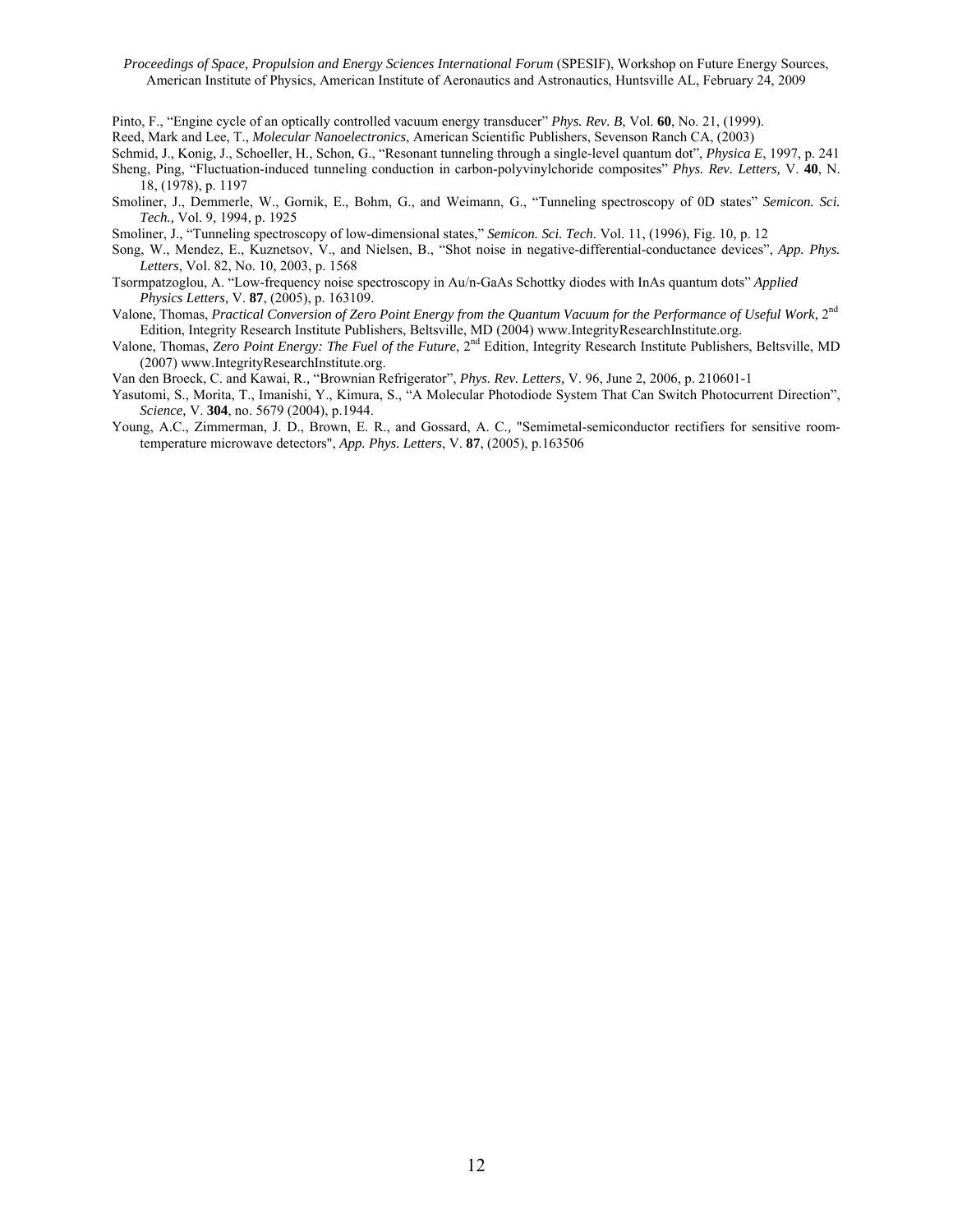Pinto, F., "Engine cycle of an optically controlled vacuum energy transducer" *Phys. Rev. B*, Vol. **60**, No. 21, (1999).

Reed, Mark and Lee, T., *Molecular Nanoelectronics*, American Scientific Publishers, Sevenson Ranch CA, (2003)

Schmid, J., Konig, J., Schoeller, H., Schon, G., "Resonant tunneling through a single-level quantum dot", *Physica E*, 1997, p. 241

Sheng, Ping, "Fluctuation-induced tunneling conduction in carbon-polyvinylchoride composites" *Phys. Rev. Letters,* V. **40**, N. 18, (1978), p. 1197

Smoliner, J., Demmerle, W., Gornik, E., Bohm, G., and Weimann, G., "Tunneling spectroscopy of 0D states" *Semicon. Sci. Tech.,* Vol. 9, 1994, p. 1925

Smoliner, J., "Tunneling spectroscopy of low-dimensional states," *Semicon. Sci. Tech*. Vol. 11, (1996), Fig. 10, p. 12

Song, W., Mendez, E., Kuznetsov, V., and Nielsen, B., "Shot noise in negative-differential-conductance devices", *App. Phys. Letters*, Vol. 82, No. 10, 2003, p. 1568

Tsormpatzoglou, A. "Low-frequency noise spectroscopy in Au/n-GaAs Schottky diodes with InAs quantum dots" *Applied Physics Letters,* V. **87**, (2005), p. 163109.

Valone, Thomas, *Practical Conversion of Zero Point Energy from the Quantum Vacuum for the Performance of Useful Work,* 2nd Edition, Integrity Research Institute Publishers, Beltsville, MD (2004) www.IntegrityResearchInstitute.org.

Valone, Thomas, *Zero Point Energy: The Fuel of the Future*, 2nd Edition, Integrity Research Institute Publishers, Beltsville, MD (2007) www.IntegrityResearchInstitute.org.

Van den Broeck, C. and Kawai, R., "Brownian Refrigerator", *Phys. Rev. Letters,* V. 96, June 2, 2006, p. 210601-1

Yasutomi, S., Morita, T., Imanishi, Y., Kimura, S., "A Molecular Photodiode System That Can Switch Photocurrent Direction", *Science,* V. **304**, no. 5679 (2004), p.1944.

Young, A.C., Zimmerman, J. D., Brown, E. R., and Gossard, A. C., "Semimetal-semiconductor rectifiers for sensitive room-temperature microwave detectors", *App. Phys. Letters*, V. **87**, (2005), p.163506